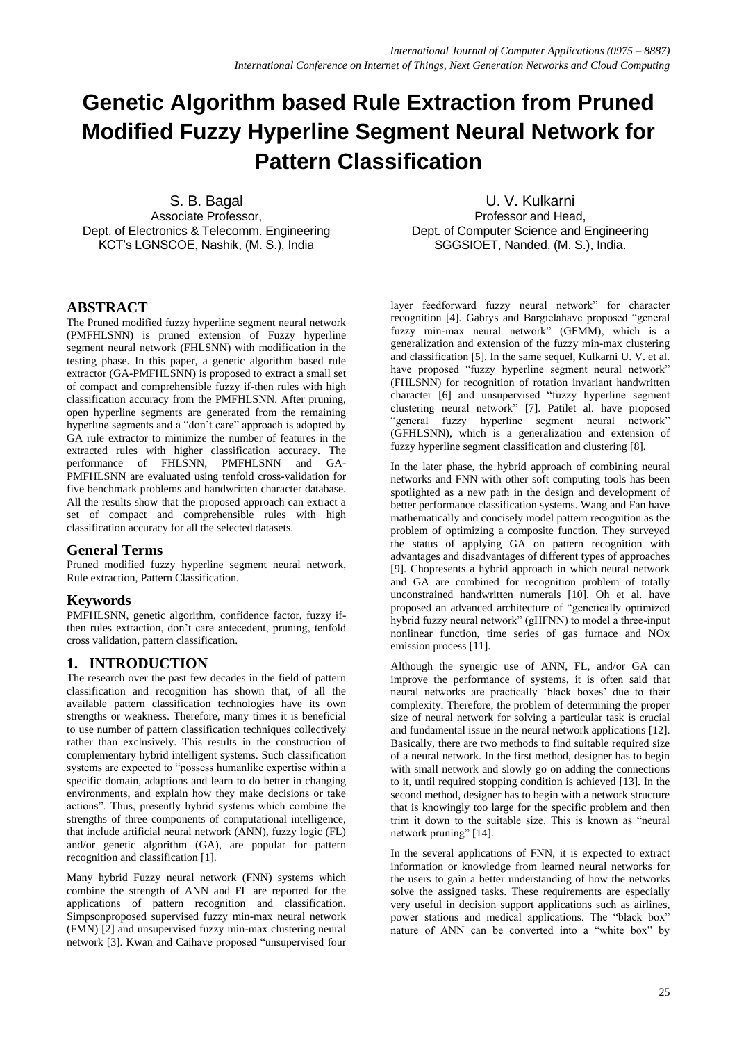# Genetic Algorithm based Rule Extraction from Pruned Modified Fuzzy Hyperline Segment Neural Network for Pattern Classification

S. B. Bagal
Associate Professor,
Dept. of Electronics & Telecomm. Engineering
KCT's LGNSCOE, Nashik, (M. S.), India

U. V. Kulkarni
Professor and Head,
Dept. of Computer Science and Engineering
SGGSIOET, Nanded, (M. S.), India.

## ABSTRACT

The Pruned modified fuzzy hyperline segment neural network (PMFHLSNN) is pruned extension of Fuzzy hyperline segment neural network (FHLSNN) with modification in the testing phase. In this paper, a genetic algorithm based rule extractor (GA-PMFHLSNN) is proposed to extract a small set of compact and comprehensible fuzzy if-then rules with high classification accuracy from the PMFHLSNN. After pruning, open hyperline segments are generated from the remaining hyperline segments and a "don't care" approach is adopted by GA rule extractor to minimize the number of features in the extracted rules with higher classification accuracy. The performance of FHLSNN, PMFHLSNN and GA-PMFHLSNN are evaluated using tenfold cross-validation for five benchmark problems and handwritten character database. All the results show that the proposed approach can extract a set of compact and comprehensible rules with high classification accuracy for all the selected datasets.

## General Terms

Pruned modified fuzzy hyperline segment neural network, Rule extraction, Pattern Classification.

## Keywords

PMFHLSNN, genetic algorithm, confidence factor, fuzzy if-then rules extraction, don't care antecedent, pruning, tenfold cross validation, pattern classification.

## 1. INTRODUCTION

The research over the past few decades in the field of pattern classification and recognition has shown that, of all the available pattern classification technologies have its own strengths or weakness. Therefore, many times it is beneficial to use number of pattern classification techniques collectively rather than exclusively. This results in the construction of complementary hybrid intelligent systems. Such classification systems are expected to "possess humanlike expertise within a specific domain, adaptions and learn to do better in changing environments, and explain how they make decisions or take actions". Thus, presently hybrid systems which combine the strengths of three components of computational intelligence, that include artificial neural network (ANN), fuzzy logic (FL) and/or genetic algorithm (GA), are popular for pattern recognition and classification [1].

Many hybrid Fuzzy neural network (FNN) systems which combine the strength of ANN and FL are reported for the applications of pattern recognition and classification. Simpsonproposed supervised fuzzy min-max neural network (FMN) [2] and unsupervised fuzzy min-max clustering neural network [3]. Kwan and Caihave proposed "unsupervised four layer feedforward fuzzy neural network" for character recognition [4]. Gabrys and Bargielahave proposed "general fuzzy min-max neural network" (GFMM), which is a generalization and extension of the fuzzy min-max clustering and classification [5]. In the same sequel, Kulkarni U. V. et al. have proposed "fuzzy hyperline segment neural network" (FHLSNN) for recognition of rotation invariant handwritten character [6] and unsupervised "fuzzy hyperline segment clustering neural network" [7]. Patilet al. have proposed "general fuzzy hyperline segment neural network" (GFHLSNN), which is a generalization and extension of fuzzy hyperline segment classification and clustering [8].

In the later phase, the hybrid approach of combining neural networks and FNN with other soft computing tools has been spotlighted as a new path in the design and development of better performance classification systems. Wang and Fan have mathematically and concisely model pattern recognition as the problem of optimizing a composite function. They surveyed the status of applying GA on pattern recognition with advantages and disadvantages of different types of approaches [9]. Chopresents a hybrid approach in which neural network and GA are combined for recognition problem of totally unconstrained handwritten numerals [10]. Oh et al. have proposed an advanced architecture of "genetically optimized hybrid fuzzy neural network" (gHFNN) to model a three-input nonlinear function, time series of gas furnace and NOx emission process [11].

Although the synergic use of ANN, FL, and/or GA can improve the performance of systems, it is often said that neural networks are practically 'black boxes' due to their complexity. Therefore, the problem of determining the proper size of neural network for solving a particular task is crucial and fundamental issue in the neural network applications [12]. Basically, there are two methods to find suitable required size of a neural network. In the first method, designer has to begin with small network and slowly go on adding the connections to it, until required stopping condition is achieved [13]. In the second method, designer has to begin with a network structure that is knowingly too large for the specific problem and then trim it down to the suitable size. This is known as "neural network pruning" [14].

In the several applications of FNN, it is expected to extract information or knowledge from learned neural networks for the users to gain a better understanding of how the networks solve the assigned tasks. These requirements are especially very useful in decision support applications such as airlines, power stations and medical applications. The "black box" nature of ANN can be converted into a "white box" by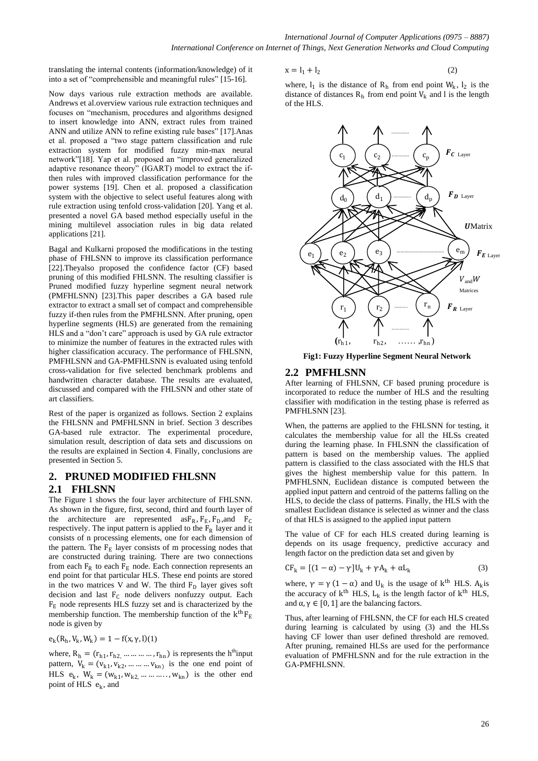translating the internal contents (information/knowledge) of it into a set of "comprehensible and meaningful rules" [15-16].

Now days various rule extraction methods are available. Andrews et al.overview various rule extraction techniques and focuses on "mechanism, procedures and algorithms designed to insert knowledge into ANN, extract rules from trained ANN and utilize ANN to refine existing rule bases" [17].Anas et al. proposed a "two stage pattern classification and rule extraction system for modified fuzzy min-max neural network"[18]. Yap et al. proposed an "improved generalized adaptive resonance theory" (IGART) model to extract the if-then rules with improved classification performance for the power systems [19]. Chen et al. proposed a classification system with the objective to select useful features along with rule extraction using tenfold cross-validation [20]. Yang et al. presented a novel GA based method especially useful in the mining multilevel association rules in big data related applications [21].

Bagal and Kulkarni proposed the modifications in the testing phase of FHLSNN to improve its classification performance [22].Theyalso proposed the confidence factor (CF) based pruning of this modified FHLSNN. The resulting classifier is Pruned modified fuzzy hyperline segment neural network (PMFHLSNN) [23].This paper describes a GA based rule extractor to extract a small set of compact and comprehensible fuzzy if-then rules from the PMFHLSNN. After pruning, open hyperline segments (HLS) are generated from the remaining HLS and a "don't care" approach is used by GA rule extractor to minimize the number of features in the extracted rules with higher classification accuracy. The performance of FHLSNN, PMFHLSNN and GA-PMFHLSNN is evaluated using tenfold cross-validation for five selected benchmark problems and handwritten character database. The results are evaluated, discussed and compared with the FHLSNN and other state of art classifiers.

Rest of the paper is organized as follows. Section 2 explains the FHLSNN and PMFHLSNN in brief. Section 3 describes GA-based rule extractor. The experimental procedure, simulation result, description of data sets and discussions on the results are explained in Section 4. Finally, conclusions are presented in Section 5.

## 2. PRUNED MODIFIED FHLSNN

### 2.1 FHLSNN

The Figure 1 shows the four layer architecture of FHLSNN. As shown in the figure, first, second, third and fourth layer of the architecture are represented as $F_R$, $F_E$, $F_D$, and $F_C$ respectively. The input pattern is applied to the $F_R$ layer and it consists of n processing elements, one for each dimension of the pattern. The $F_E$ layer consists of m processing nodes that are constructed during training. There are two connections from each $F_R$ to each $F_E$ node. Each connection represents an end point for that particular HLS. These end points are stored in the two matrices V and W. The third $F_D$ layer gives soft decision and last $F_C$ node delivers nonfuzzy output. Each $F_E$ node represents HLS fuzzy set and is characterized by the membership function. The membership function of the $k^{th}$ $F_E$ node is given by

$$e_k(R_h, V_k, W_k) = 1 - f(x, \gamma, l) \quad (1)$$

where, $R_h = (r_{h1}, r_{h2}, \dots\dots, r_{hn})$ is represents the $h^{th}$ input pattern, $V_k = (v_{k1}, v_{k2}, \dots\dots v_{kn})$ is the one end point of HLS $e_k$, $W_k = (w_{k1}, w_{k2}, \dots\dots, w_{kn})$ is the other end point of HLS $e_k$, and

$$x = l_1 + l_2 \quad (2)$$

where, $l_1$ is the distance of $R_h$ from end point $W_k$, $l_2$ is the distance of distances $R_h$ from end point $V_k$ and l is the length of the HLS.

**Fig1: Fuzzy Hyperline Segment Neural Network**

### 2.2 PMFHLSNN

After learning of FHLSNN, CF based pruning procedure is incorporated to reduce the number of HLS and the resulting classifier with modification in the testing phase is referred as PMFHLSNN [23].

When, the patterns are applied to the FHLSNN for testing, it calculates the membership value for all the HLSs created during the learning phase. In FHLSNN the classification of pattern is based on the membership values. The applied pattern is classified to the class associated with the HLS that gives the highest membership value for this pattern. In PMFHLSNN, Euclidean distance is computed between the applied input pattern and centroid of the patterns falling on the HLS, to decide the class of patterns. Finally, the HLS with the smallest Euclidean distance is selected as winner and the class of that HLS is assigned to the applied input pattern

The value of CF for each HLS created during learning is depends on its usage frequency, predictive accuracy and length factor on the prediction data set and given by

$$CF_k = [(1 - \alpha) - \gamma']U_k + \gamma' A_k + \alpha L_k \quad (3)$$

where, $\gamma' = \gamma(1 - \alpha)$ and $U_k$ is the usage of $k^{th}$ HLS. $A_k$ is the accuracy of $k^{th}$ HLS, $L_k$ is the length factor of $k^{th}$ HLS, and $\alpha, \gamma \in [0, 1]$ are the balancing factors.

Thus, after learning of FHLSNN, the CF for each HLS created during learning is calculated by using (3) and the HLSs having CF lower than user defined threshold are removed. After pruning, remained HLSs are used for the performance evaluation of PMFHLSNN and for the rule extraction in the GA-PMFHLSNN.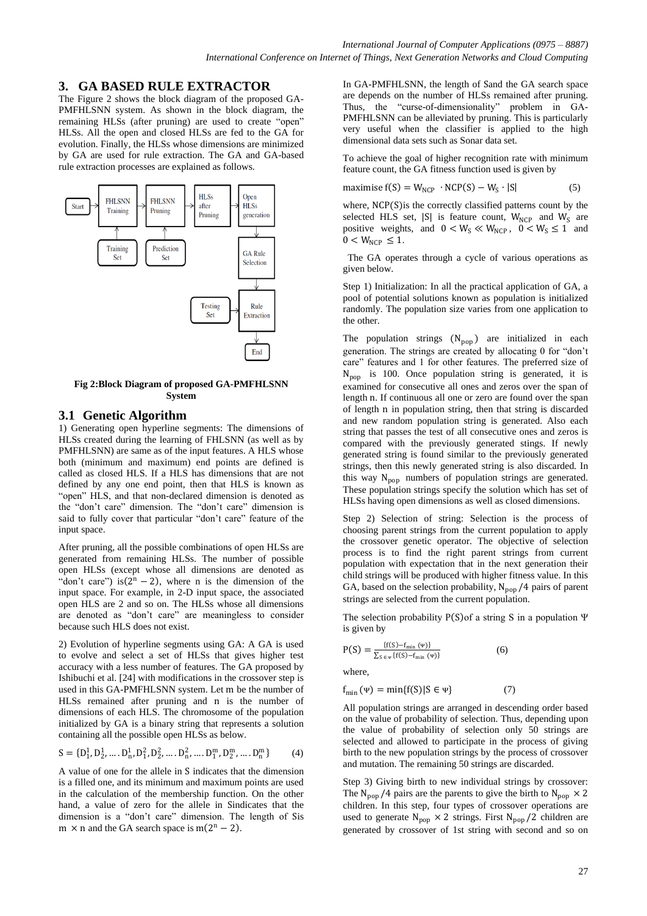## 3. GA BASED RULE EXTRACTOR

The Figure 2 shows the block diagram of the proposed GA-PMFHLSNN system. As shown in the block diagram, the remaining HLSs (after pruning) are used to create "open" HLSs. All the open and closed HLSs are fed to the GA for evolution. Finally, the HLSs whose dimensions are minimized by GA are used for rule extraction. The GA and GA-based rule extraction processes are explained as follows.

**Fig 2:Block Diagram of proposed GA-PMFHLSNN System**

### 3.1 Genetic Algorithm

1) Generating open hyperline segments: The dimensions of HLSs created during the learning of FHLSNN (as well as by PMFHLSNN) are same as of the input features. A HLS whose both (minimum and maximum) end points are defined is called as closed HLS. If a HLS has dimensions that are not defined by any one end point, then that HLS is known as "open" HLS, and that non-declared dimension is denoted as the "don't care" dimension. The "don't care" dimension is said to fully cover that particular "don't care" feature of the input space.

After pruning, all the possible combinations of open HLSs are generated from remaining HLSs. The number of possible open HLSs (except whose all dimensions are denoted as "don't care") is$(2^n - 2)$, where n is the dimension of the input space. For example, in 2-D input space, the associated open HLS are 2 and so on. The HLSs whose all dimensions are denoted as "don't care" are meaningless to consider because such HLS does not exist.

2) Evolution of hyperline segments using GA: A GA is used to evolve and select a set of HLSs that gives higher test accuracy with a less number of features. The GA proposed by Ishibuchi et al. [24] with modifications in the crossover step is used in this GA-PMFHLSNN system. Let m be the number of HLSs remained after pruning and n is the number of dimensions of each HLS. The chromosome of the population initialized by GA is a binary string that represents a solution containing all the possible open HLSs as below.

$$S = \{D_1^1, D_2^1, \ldots . D_n^1, D_1^2, D_2^2, \ldots . D_n^2, \ldots . D_1^m, D_2^m, \ldots . D_n^m\} \quad (4)$$

A value of one for the allele in S indicates that the dimension is a filled one, and its minimum and maximum points are used in the calculation of the membership function. On the other hand, a value of zero for the allele in Sindicates that the dimension is a "don't care" dimension. The length of Sis $m \times n$ and the GA search space is $m(2^n - 2)$.

In GA-PMFHLSNN, the length of Sand the GA search space are depends on the number of HLSs remained after pruning. Thus, the "curse-of-dimensionality" problem in GA-PMFHLSNN can be alleviated by pruning. This is particularly very useful when the classifier is applied to the high dimensional data sets such as Sonar data set.

To achieve the goal of higher recognition rate with minimum feature count, the GA fitness function used is given by

$$\text{maximise } f(S) = W_{NCP} \cdot NCP(S) - W_S \cdot |S| \quad (5)$$

where, $NCP(S)$is the correctly classified patterns count by the selected HLS set, $|S|$ is feature count, $W_{NCP}$ and $W_S$ are positive weights, and $0 < W_S \ll W_{NCP}$, $0 < W_S \leq 1$ and $0 < W_{NCP} \leq 1$.

The GA operates through a cycle of various operations as given below.

Step 1) Initialization: In all the practical application of GA, a pool of potential solutions known as population is initialized randomly. The population size varies from one application to the other.

The population strings $(N_{pop})$ are initialized in each generation. The strings are created by allocating 0 for "don't care" features and 1 for other features. The preferred size of $N_{pop}$ is 100. Once population string is generated, it is examined for consecutive all ones and zeros over the span of length n. If continuous all one or zero are found over the span of length n in population string, then that string is discarded and new random population string is generated. Also each string that passes the test of all consecutive ones and zeros is compared with the previously generated stings. If newly generated string is found similar to the previously generated strings, then this newly generated string is also discarded. In this way $N_{pop}$ numbers of population strings are generated. These population strings specify the solution which has set of HLSs having open dimensions as well as closed dimensions.

Step 2) Selection of string: Selection is the process of choosing parent strings from the current population to apply the crossover genetic operator. The objective of selection process is to find the right parent strings from current population with expectation that in the next generation their child strings will be produced with higher fitness value. In this GA, based on the selection probability, $N_{pop}/4$ pairs of parent strings are selected from the current population.

The selection probability $P(S)$of a string S in a population $\Psi$ is given by

$$P(S) = \frac{\{f(S) - f_{min}(\Psi)\}}{\sum_{S \in \Psi}\{f(S) - f_{min}(\Psi)\}} \quad (6)$$

where,

$$f_{min}(\Psi) = \min\{f(S) | S \in \Psi\} \quad (7)$$

All population strings are arranged in descending order based on the value of probability of selection. Thus, depending upon the value of probability of selection only 50 strings are selected and allowed to participate in the process of giving birth to the new population strings by the process of crossover and mutation. The remaining 50 strings are discarded.

Step 3) Giving birth to new individual strings by crossover: The $N_{pop}/4$ pairs are the parents to give the birth to $N_{pop} \times 2$ children. In this step, four types of crossover operations are used to generate $N_{pop} \times 2$ strings. First $N_{pop}/2$ children are generated by crossover of 1st string with second and so on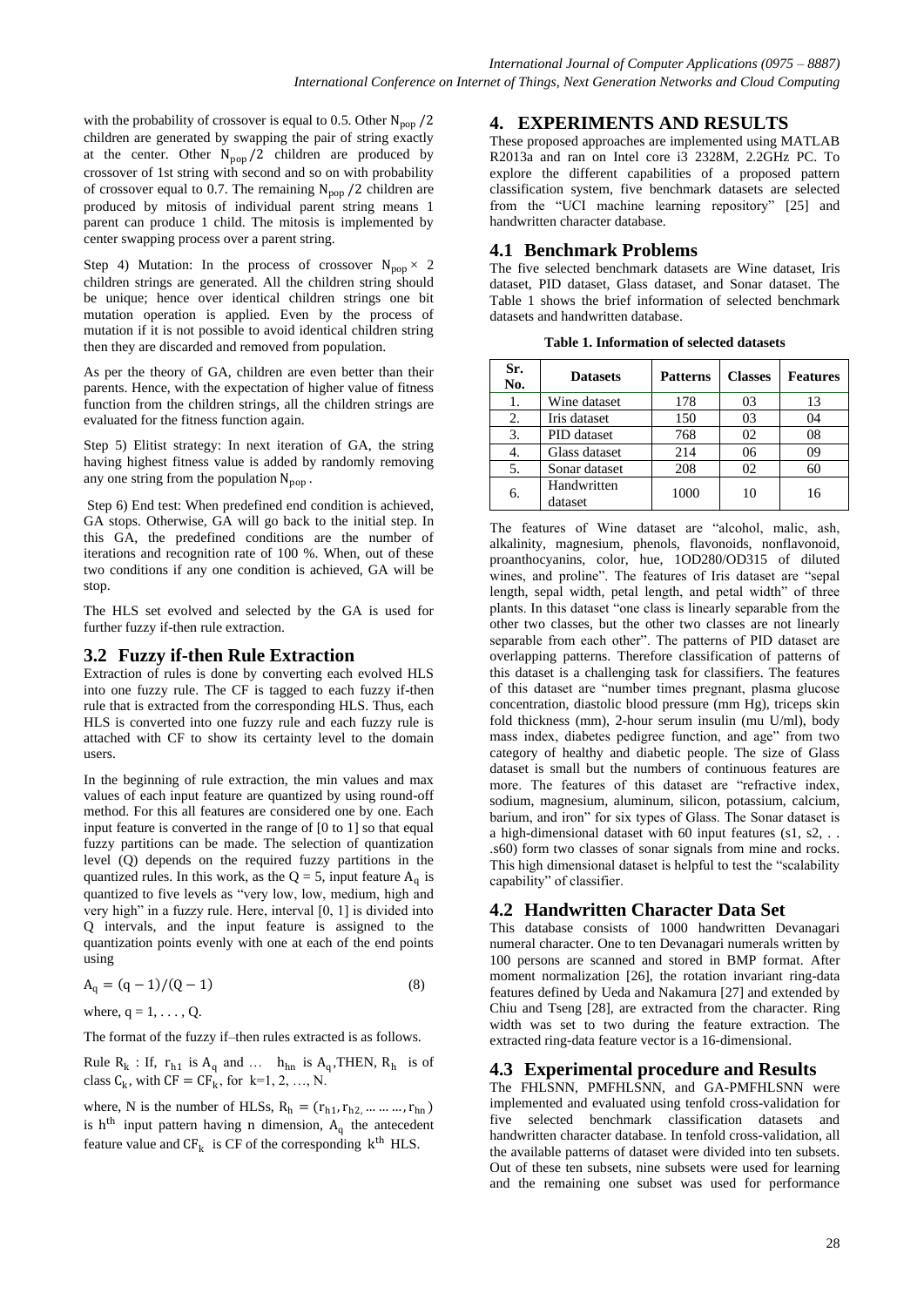with the probability of crossover is equal to 0.5. Other $N_{pop}/2$ children are generated by swapping the pair of string exactly at the center. Other $N_{pop}/2$ children are produced by crossover of 1st string with second and so on with probability of crossover equal to 0.7. The remaining $N_{pop}/2$ children are produced by mitosis of individual parent string means 1 parent can produce 1 child. The mitosis is implemented by center swapping process over a parent string.

Step 4) Mutation: In the process of crossover $N_{pop} \times 2$ children strings are generated. All the children string should be unique; hence over identical children strings one bit mutation operation is applied. Even by the process of mutation if it is not possible to avoid identical children string then they are discarded and removed from population.

As per the theory of GA, children are even better than their parents. Hence, with the expectation of higher value of fitness function from the children strings, all the children strings are evaluated for the fitness function again.

Step 5) Elitist strategy: In next iteration of GA, the string having highest fitness value is added by randomly removing any one string from the population $N_{pop}$.

Step 6) End test: When predefined end condition is achieved, GA stops. Otherwise, GA will go back to the initial step. In this GA, the predefined conditions are the number of iterations and recognition rate of 100 %. When, out of these two conditions if any one condition is achieved, GA will be stop.

The HLS set evolved and selected by the GA is used for further fuzzy if-then rule extraction.

## 3.2 Fuzzy if-then Rule Extraction

Extraction of rules is done by converting each evolved HLS into one fuzzy rule. The CF is tagged to each fuzzy if-then rule that is extracted from the corresponding HLS. Thus, each HLS is converted into one fuzzy rule and each fuzzy rule is attached with CF to show its certainty level to the domain users.

In the beginning of rule extraction, the min values and max values of each input feature are quantized by using round-off method. For this all features are considered one by one. Each input feature is converted in the range of [0 to 1] so that equal fuzzy partitions can be made. The selection of quantization level (Q) depends on the required fuzzy partitions in the quantized rules. In this work, as the Q = 5, input feature $A_q$ is quantized to five levels as "very low, low, medium, high and very high" in a fuzzy rule. Here, interval [0, 1] is divided into Q intervals, and the input feature is assigned to the quantization points evenly with one at each of the end points using

$$A_q = (q-1)/(Q-1) \tag{8}$$

where, q = 1, . . . , Q.

The format of the fuzzy if–then rules extracted is as follows.

Rule $R_k$ : If, $r_{h1}$ is $A_q$ and … $h_{hn}$ is $A_q$, THEN, $R_h$ is of class $C_k$, with $CF = CF_k$, for k=1, 2, …, N.

where, N is the number of HLSs, $R_h = (r_{h1}, r_{h2}, \ldots, r_{hn})$ is $h^{th}$ input pattern having n dimension, $A_q$ the antecedent feature value and $CF_k$ is CF of the corresponding $k^{th}$ HLS.

# 4. EXPERIMENTS AND RESULTS

These proposed approaches are implemented using MATLAB R2013a and ran on Intel core i3 2328M, 2.2GHz PC. To explore the different capabilities of a proposed pattern classification system, five benchmark datasets are selected from the "UCI machine learning repository" [25] and handwritten character database.

## 4.1 Benchmark Problems

The five selected benchmark datasets are Wine dataset, Iris dataset, PID dataset, Glass dataset, and Sonar dataset. The Table 1 shows the brief information of selected benchmark datasets and handwritten database.

**Table 1. Information of selected datasets**

| Sr. No. | Datasets | Patterns | Classes | Features |
|---|---|---|---|---|
| 1. | Wine dataset | 178 | 03 | 13 |
| 2. | Iris dataset | 150 | 03 | 04 |
| 3. | PID dataset | 768 | 02 | 08 |
| 4. | Glass dataset | 214 | 06 | 09 |
| 5. | Sonar dataset | 208 | 02 | 60 |
| 6. | Handwritten dataset | 1000 | 10 | 16 |

The features of Wine dataset are "alcohol, malic, ash, alkalinity, magnesium, phenols, flavonoids, nonflavonoid, proanthocyanins, color, hue, 1OD280/OD315 of diluted wines, and proline". The features of Iris dataset are "sepal length, sepal width, petal length, and petal width" of three plants. In this dataset "one class is linearly separable from the other two classes, but the other two classes are not linearly separable from each other". The patterns of PID dataset are overlapping patterns. Therefore classification of patterns of this dataset is a challenging task for classifiers. The features of this dataset are "number times pregnant, plasma glucose concentration, diastolic blood pressure (mm Hg), triceps skin fold thickness (mm), 2-hour serum insulin (mu U/ml), body mass index, diabetes pedigree function, and age" from two category of healthy and diabetic people. The size of Glass dataset is small but the numbers of continuous features are more. The features of this dataset are "refractive index, sodium, magnesium, aluminum, silicon, potassium, calcium, barium, and iron" for six types of Glass. The Sonar dataset is a high-dimensional dataset with 60 input features (s1, s2, . . .s60) form two classes of sonar signals from mine and rocks. This high dimensional dataset is helpful to test the "scalability capability" of classifier.

## 4.2 Handwritten Character Data Set

This database consists of 1000 handwritten Devanagari numeral character. One to ten Devanagari numerals written by 100 persons are scanned and stored in BMP format. After moment normalization [26], the rotation invariant ring-data features defined by Ueda and Nakamura [27] and extended by Chiu and Tseng [28], are extracted from the character. Ring width was set to two during the feature extraction. The extracted ring-data feature vector is a 16-dimensional.

## 4.3 Experimental procedure and Results

The FHLSNN, PMFHLSNN, and GA-PMFHLSNN were implemented and evaluated using tenfold cross-validation for five selected benchmark classification datasets and handwritten character database. In tenfold cross-validation, all the available patterns of dataset were divided into ten subsets. Out of these ten subsets, nine subsets were used for learning and the remaining one subset was used for performance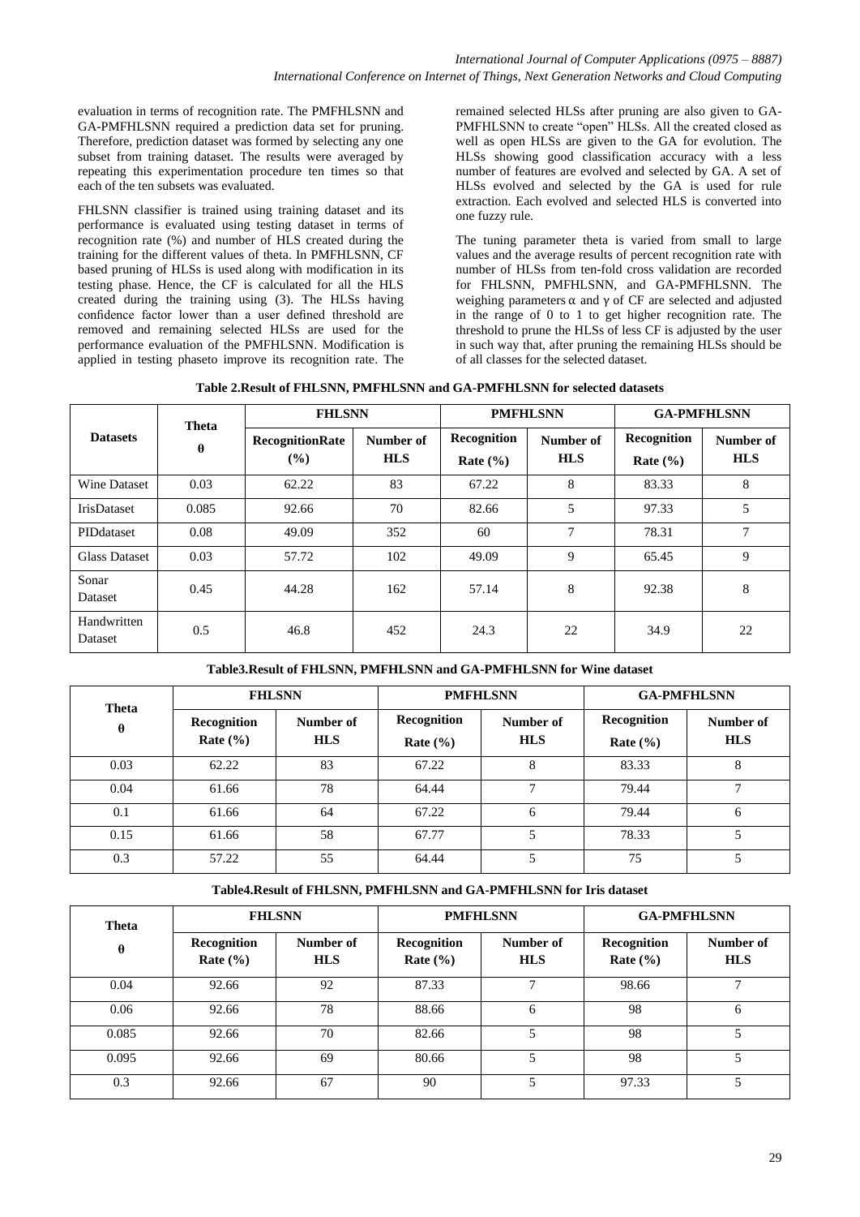evaluation in terms of recognition rate. The PMFHLSNN and GA-PMFHLSNN required a prediction data set for pruning. Therefore, prediction dataset was formed by selecting any one subset from training dataset. The results were averaged by repeating this experimentation procedure ten times so that each of the ten subsets was evaluated.

FHLSNN classifier is trained using training dataset and its performance is evaluated using testing dataset in terms of recognition rate (%) and number of HLS created during the training for the different values of theta. In PMFHLSNN, CF based pruning of HLSs is used along with modification in its testing phase. Hence, the CF is calculated for all the HLS created during the training using (3). The HLSs having confidence factor lower than a user defined threshold are removed and remaining selected HLSs are used for the performance evaluation of the PMFHLSNN. Modification is applied in testing phaseto improve its recognition rate. The remained selected HLSs after pruning are also given to GA-PMFHLSNN to create "open" HLSs. All the created closed as well as open HLSs are given to the GA for evolution. The HLSs showing good classification accuracy with a less number of features are evolved and selected by GA. A set of HLSs evolved and selected by the GA is used for rule extraction. Each evolved and selected HLS is converted into one fuzzy rule.

The tuning parameter theta is varied from small to large values and the average results of percent recognition rate with number of HLSs from ten-fold cross validation are recorded for FHLSNN, PMFHLSNN, and GA-PMFHLSNN. The weighing parameters $\alpha$ and $\gamma$ of CF are selected and adjusted in the range of 0 to 1 to get higher recognition rate. The threshold to prune the HLSs of less CF is adjusted by the user in such way that, after pruning the remaining HLSs should be of all classes for the selected dataset.

**Table 2.Result of FHLSNN, PMFHLSNN and GA-PMFHLSNN for selected datasets**

| Datasets | Theta $\theta$ | FHLSNN | | PMFHLSNN | | GA-PMFHLSNN | |
|---|---|---|---|---|---|---|---|
| | | RecognitionRate (%) | Number of HLS | Recognition Rate (%) | Number of HLS | Recognition Rate (%) | Number of HLS |
| Wine Dataset | 0.03 | 62.22 | 83 | 67.22 | 8 | 83.33 | 8 |
| IrisDataset | 0.085 | 92.66 | 70 | 82.66 | 5 | 97.33 | 5 |
| PIDdataset | 0.08 | 49.09 | 352 | 60 | 7 | 78.31 | 7 |
| Glass Dataset | 0.03 | 57.72 | 102 | 49.09 | 9 | 65.45 | 9 |
| Sonar Dataset | 0.45 | 44.28 | 162 | 57.14 | 8 | 92.38 | 8 |
| Handwritten Dataset | 0.5 | 46.8 | 452 | 24.3 | 22 | 34.9 | 22 |

**Table3.Result of FHLSNN, PMFHLSNN and GA-PMFHLSNN for Wine dataset**

| Theta $\theta$ | FHLSNN | | PMFHLSNN | | GA-PMFHLSNN | |
|---|---|---|---|---|---|---|
| | Recognition Rate (%) | Number of HLS | Recognition Rate (%) | Number of HLS | Recognition Rate (%) | Number of HLS |
| 0.03 | 62.22 | 83 | 67.22 | 8 | 83.33 | 8 |
| 0.04 | 61.66 | 78 | 64.44 | 7 | 79.44 | 7 |
| 0.1 | 61.66 | 64 | 67.22 | 6 | 79.44 | 6 |
| 0.15 | 61.66 | 58 | 67.77 | 5 | 78.33 | 5 |
| 0.3 | 57.22 | 55 | 64.44 | 5 | 75 | 5 |

**Table4.Result of FHLSNN, PMFHLSNN and GA-PMFHLSNN for Iris dataset**

| Theta $\theta$ | FHLSNN | | PMFHLSNN | | GA-PMFHLSNN | |
|---|---|---|---|---|---|---|
| | Recognition Rate (%) | Number of HLS | Recognition Rate (%) | Number of HLS | Recognition Rate (%) | Number of HLS |
| 0.04 | 92.66 | 92 | 87.33 | 7 | 98.66 | 7 |
| 0.06 | 92.66 | 78 | 88.66 | 6 | 98 | 6 |
| 0.085 | 92.66 | 70 | 82.66 | 5 | 98 | 5 |
| 0.095 | 92.66 | 69 | 80.66 | 5 | 98 | 5 |
| 0.3 | 92.66 | 67 | 90 | 5 | 97.33 | 5 |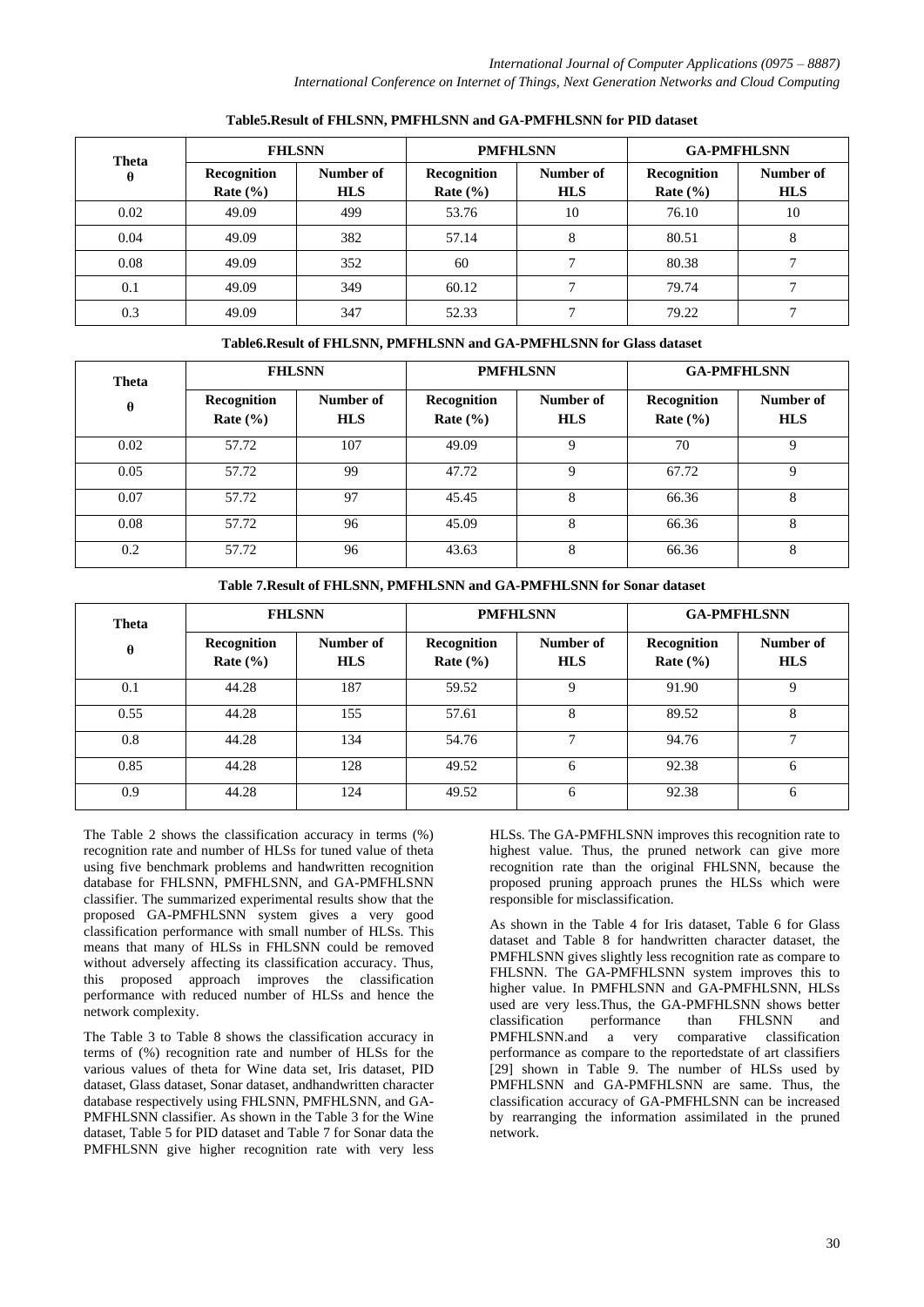**Table5.Result of FHLSNN, PMFHLSNN and GA-PMFHLSNN for PID dataset**

| Theta θ | FHLSNN | | PMFHLSNN | | GA-PMFHLSNN | |
|---|---|---|---|---|---|---|
| | Recognition Rate (%) | Number of HLS | Recognition Rate (%) | Number of HLS | Recognition Rate (%) | Number of HLS |
| 0.02 | 49.09 | 499 | 53.76 | 10 | 76.10 | 10 |
| 0.04 | 49.09 | 382 | 57.14 | 8 | 80.51 | 8 |
| 0.08 | 49.09 | 352 | 60 | 7 | 80.38 | 7 |
| 0.1 | 49.09 | 349 | 60.12 | 7 | 79.74 | 7 |
| 0.3 | 49.09 | 347 | 52.33 | 7 | 79.22 | 7 |

**Table6.Result of FHLSNN, PMFHLSNN and GA-PMFHLSNN for Glass dataset**

| Theta θ | FHLSNN | | PMFHLSNN | | GA-PMFHLSNN | |
|---|---|---|---|---|---|---|
| | Recognition Rate (%) | Number of HLS | Recognition Rate (%) | Number of HLS | Recognition Rate (%) | Number of HLS |
| 0.02 | 57.72 | 107 | 49.09 | 9 | 70 | 9 |
| 0.05 | 57.72 | 99 | 47.72 | 9 | 67.72 | 9 |
| 0.07 | 57.72 | 97 | 45.45 | 8 | 66.36 | 8 |
| 0.08 | 57.72 | 96 | 45.09 | 8 | 66.36 | 8 |
| 0.2 | 57.72 | 96 | 43.63 | 8 | 66.36 | 8 |

**Table 7.Result of FHLSNN, PMFHLSNN and GA-PMFHLSNN for Sonar dataset**

| Theta θ | FHLSNN | | PMFHLSNN | | GA-PMFHLSNN | |
|---|---|---|---|---|---|---|
| | Recognition Rate (%) | Number of HLS | Recognition Rate (%) | Number of HLS | Recognition Rate (%) | Number of HLS |
| 0.1 | 44.28 | 187 | 59.52 | 9 | 91.90 | 9 |
| 0.55 | 44.28 | 155 | 57.61 | 8 | 89.52 | 8 |
| 0.8 | 44.28 | 134 | 54.76 | 7 | 94.76 | 7 |
| 0.85 | 44.28 | 128 | 49.52 | 6 | 92.38 | 6 |
| 0.9 | 44.28 | 124 | 49.52 | 6 | 92.38 | 6 |

The Table 2 shows the classification accuracy in terms (%) recognition rate and number of HLSs for tuned value of theta using five benchmark problems and handwritten recognition database for FHLSNN, PMFHLSNN, and GA-PMFHLSNN classifier. The summarized experimental results show that the proposed GA-PMFHLSNN system gives a very good classification performance with small number of HLSs. This means that many of HLSs in FHLSNN could be removed without adversely affecting its classification accuracy. Thus, this proposed approach improves the classification performance with reduced number of HLSs and hence the network complexity.

The Table 3 to Table 8 shows the classification accuracy in terms of (%) recognition rate and number of HLSs for the various values of theta for Wine data set, Iris dataset, PID dataset, Glass dataset, Sonar dataset, andhandwritten character database respectively using FHLSNN, PMFHLSNN, and GA-PMFHLSNN classifier. As shown in the Table 3 for the Wine dataset, Table 5 for PID dataset and Table 7 for Sonar data the PMFHLSNN give higher recognition rate with very less HLSs. The GA-PMFHLSNN improves this recognition rate to highest value. Thus, the pruned network can give more recognition rate than the original FHLSNN, because the proposed pruning approach prunes the HLSs which were responsible for misclassification.

As shown in the Table 4 for Iris dataset, Table 6 for Glass dataset and Table 8 for handwritten character dataset, the PMFHLSNN gives slightly less recognition rate as compare to FHLSNN. The GA-PMFHLSNN system improves this to higher value. In PMFHLSNN and GA-PMFHLSNN, HLSs used are very less.Thus, the GA-PMFHLSNN shows better classification performance than FHLSNN and PMFHLSNN.and a very comparative classification performance as compare to the reportedstate of art classifiers [29] shown in Table 9. The number of HLSs used by PMFHLSNN and GA-PMFHLSNN are same. Thus, the classification accuracy of GA-PMFHLSNN can be increased by rearranging the information assimilated in the pruned network.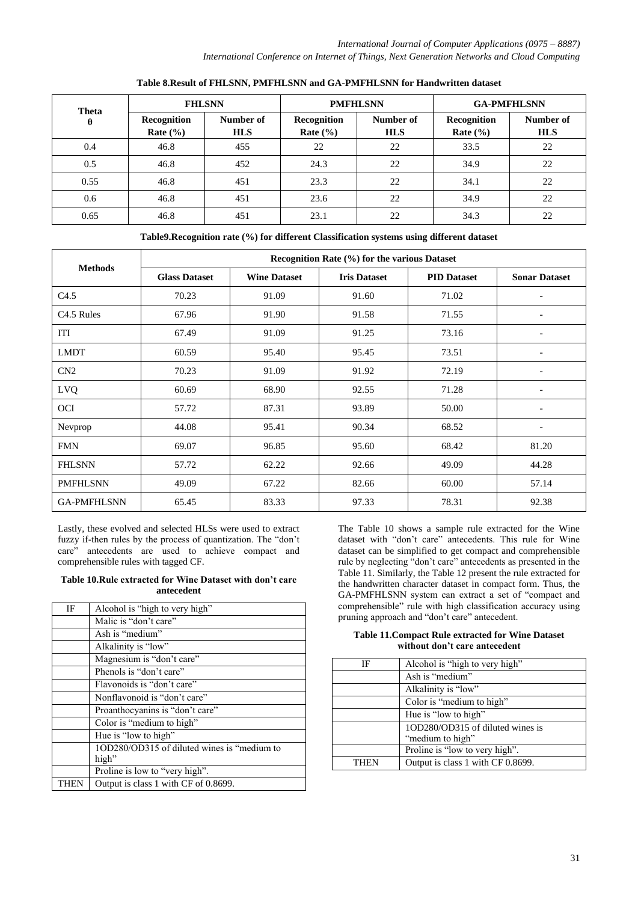**Table 8.Result of FHLSNN, PMFHLSNN and GA-PMFHLSNN for Handwritten dataset**

| Theta θ | FHLSNN | | PMFHLSNN | | GA-PMFHLSNN | |
|---|---|---|---|---|---|---|
| | Recognition Rate (%) | Number of HLS | Recognition Rate (%) | Number of HLS | Recognition Rate (%) | Number of HLS |
| 0.4 | 46.8 | 455 | 22 | 22 | 33.5 | 22 |
| 0.5 | 46.8 | 452 | 24.3 | 22 | 34.9 | 22 |
| 0.55 | 46.8 | 451 | 23.3 | 22 | 34.1 | 22 |
| 0.6 | 46.8 | 451 | 23.6 | 22 | 34.9 | 22 |
| 0.65 | 46.8 | 451 | 23.1 | 22 | 34.3 | 22 |

**Table9.Recognition rate (%) for different Classification systems using different dataset**

| Methods | Recognition Rate (%) for the various Dataset | | | | |
|---|---|---|---|---|---|
| | Glass Dataset | Wine Dataset | Iris Dataset | PID Dataset | Sonar Dataset |
| C4.5 | 70.23 | 91.09 | 91.60 | 71.02 | - |
| C4.5 Rules | 67.96 | 91.90 | 91.58 | 71.55 | - |
| ITI | 67.49 | 91.09 | 91.25 | 73.16 | - |
| LMDT | 60.59 | 95.40 | 95.45 | 73.51 | - |
| CN2 | 70.23 | 91.09 | 91.92 | 72.19 | - |
| LVQ | 60.69 | 68.90 | 92.55 | 71.28 | - |
| OCI | 57.72 | 87.31 | 93.89 | 50.00 | - |
| Nevprop | 44.08 | 95.41 | 90.34 | 68.52 | - |
| FMN | 69.07 | 96.85 | 95.60 | 68.42 | 81.20 |
| FHLSNN | 57.72 | 62.22 | 92.66 | 49.09 | 44.28 |
| PMFHLSNN | 49.09 | 67.22 | 82.66 | 60.00 | 57.14 |
| GA-PMFHLSNN | 65.45 | 83.33 | 97.33 | 78.31 | 92.38 |

Lastly, these evolved and selected HLSs were used to extract fuzzy if-then rules by the process of quantization. The "don't care" antecedents are used to achieve compact and comprehensible rules with tagged CF.

**Table 10.Rule extracted for Wine Dataset with don't care antecedent**

| IF | Alcohol is "high to very high" |
|---|---|
| | Malic is "don't care" |
| | Ash is "medium" |
| | Alkalinity is "low" |
| | Magnesium is "don't care" |
| | Phenols is "don't care" |
| | Flavonoids is "don't care" |
| | Nonflavonoid is "don't care" |
| | Proanthocyanins is "don't care" |
| | Color is "medium to high" |
| | Hue is "low to high" |
| | 1OD280/OD315 of diluted wines is "medium to high" |
| | Proline is low to "very high". |
| THEN | Output is class 1 with CF of 0.8699. |

The Table 10 shows a sample rule extracted for the Wine dataset with "don't care" antecedents. This rule for Wine dataset can be simplified to get compact and comprehensible rule by neglecting "don't care" antecedents as presented in the Table 11. Similarly, the Table 12 present the rule extracted for the handwritten character dataset in compact form. Thus, the GA-PMFHLSNN system can extract a set of "compact and comprehensible" rule with high classification accuracy using pruning approach and "don't care" antecedent.

**Table 11.Compact Rule extracted for Wine Dataset without don't care antecedent**

| IF | Alcohol is "high to very high" |
|---|---|
| | Ash is "medium" |
| | Alkalinity is "low" |
| | Color is "medium to high" |
| | Hue is "low to high" |
| | 1OD280/OD315 of diluted wines is "medium to high" |
| | Proline is "low to very high". |
| THEN | Output is class 1 with CF 0.8699. |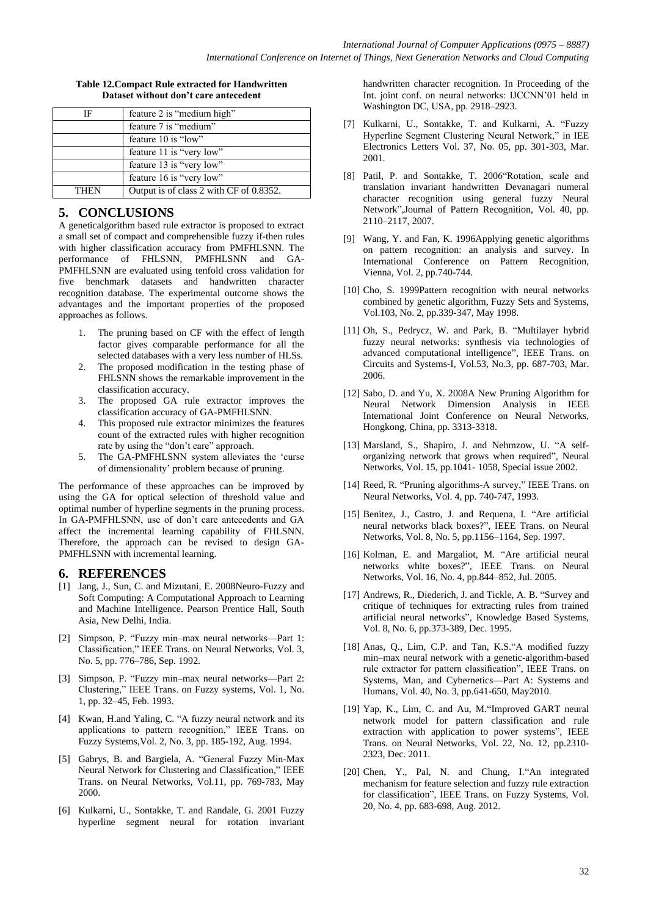**Table 12.Compact Rule extracted for Handwritten Dataset without don't care antecedent**

| IF | feature 2 is "medium high" |
|---|---|
| | feature 7 is "medium" |
| | feature 10 is "low" |
| | feature 11 is "very low" |
| | feature 13 is "very low" |
| | feature 16 is "very low" |
| THEN | Output is of class 2 with CF of 0.8352. |

## 5. CONCLUSIONS

A geneticalgorithm based rule extractor is proposed to extract a small set of compact and comprehensible fuzzy if-then rules with higher classification accuracy from PMFHLSNN. The performance of FHLSNN, PMFHLSNN and GA-PMFHLSNN are evaluated using tenfold cross validation for five benchmark datasets and handwritten character recognition database. The experimental outcome shows the advantages and the important properties of the proposed approaches as follows.

1. The pruning based on CF with the effect of length factor gives comparable performance for all the selected databases with a very less number of HLSs.
2. The proposed modification in the testing phase of FHLSNN shows the remarkable improvement in the classification accuracy.
3. The proposed GA rule extractor improves the classification accuracy of GA-PMFHLSNN.
4. This proposed rule extractor minimizes the features count of the extracted rules with higher recognition rate by using the "don't care" approach.
5. The GA-PMFHLSNN system alleviates the 'curse of dimensionality' problem because of pruning.

The performance of these approaches can be improved by using the GA for optical selection of threshold value and optimal number of hyperline segments in the pruning process. In GA-PMFHLSNN, use of don't care antecedents and GA affect the incremental learning capability of FHLSNN. Therefore, the approach can be revised to design GA-PMFHLSNN with incremental learning.

## 6. REFERENCES

[1] Jang, J., Sun, C. and Mizutani, E. 2008Neuro-Fuzzy and Soft Computing: A Computational Approach to Learning and Machine Intelligence. Pearson Prentice Hall, South Asia, New Delhi, India.

[2] Simpson, P. "Fuzzy min–max neural networks—Part 1: Classification," IEEE Trans. on Neural Networks, Vol. 3, No. 5, pp. 776–786, Sep. 1992.

[3] Simpson, P. "Fuzzy min–max neural networks—Part 2: Clustering," IEEE Trans. on Fuzzy systems, Vol. 1, No. 1, pp. 32–45, Feb. 1993.

[4] Kwan, H.and Yaling, C. "A fuzzy neural network and its applications to pattern recognition," IEEE Trans. on Fuzzy Systems,Vol. 2, No. 3, pp. 185-192, Aug. 1994.

[5] Gabrys, B. and Bargiela, A. "General Fuzzy Min-Max Neural Network for Clustering and Classification," IEEE Trans. on Neural Networks, Vol.11, pp. 769-783, May 2000.

[6] Kulkarni, U., Sontakke, T. and Randale, G. 2001 Fuzzy hyperline segment neural for rotation invariant handwritten character recognition. In Proceeding of the Int. joint conf. on neural networks: IJCCNN'01 held in Washington DC, USA, pp. 2918–2923.

[7] Kulkarni, U., Sontakke, T. and Kulkarni, A. "Fuzzy Hyperline Segment Clustering Neural Network," in IEE Electronics Letters Vol. 37, No. 05, pp. 301-303, Mar. 2001.

[8] Patil, P. and Sontakke, T. 2006"Rotation, scale and translation invariant handwritten Devanagari numeral character recognition using general fuzzy Neural Network",Journal of Pattern Recognition, Vol. 40, pp. 2110–2117, 2007.

[9] Wang, Y. and Fan, K. 1996Applying genetic algorithms on pattern recognition: an analysis and survey. In International Conference on Pattern Recognition, Vienna, Vol. 2, pp.740-744.

[10] Cho, S. 1999Pattern recognition with neural networks combined by genetic algorithm, Fuzzy Sets and Systems, Vol.103, No. 2, pp.339-347, May 1998.

[11] Oh, S., Pedrycz, W. and Park, B. "Multilayer hybrid fuzzy neural networks: synthesis via technologies of advanced computational intelligence", IEEE Trans. on Circuits and Systems-I, Vol.53, No.3, pp. 687-703, Mar. 2006.

[12] Sabo, D. and Yu, X. 2008A New Pruning Algorithm for Neural Network Dimension Analysis in IEEE International Joint Conference on Neural Networks, Hongkong, China, pp. 3313-3318.

[13] Marsland, S., Shapiro, J. and Nehmzow, U. "A self-organizing network that grows when required", Neural Networks, Vol. 15, pp.1041- 1058, Special issue 2002.

[14] Reed, R. "Pruning algorithms-A survey," IEEE Trans. on Neural Networks, Vol. 4, pp. 740-747, 1993.

[15] Benitez, J., Castro, J. and Requena, I. "Are artificial neural networks black boxes?", IEEE Trans. on Neural Networks, Vol. 8, No. 5, pp.1156–1164, Sep. 1997.

[16] Kolman, E. and Margaliot, M. "Are artificial neural networks white boxes?", IEEE Trans. on Neural Networks, Vol. 16, No. 4, pp.844–852, Jul. 2005.

[17] Andrews, R., Diederich, J. and Tickle, A. B. "Survey and critique of techniques for extracting rules from trained artificial neural networks", Knowledge Based Systems, Vol. 8, No. 6, pp.373-389, Dec. 1995.

[18] Anas, Q., Lim, C.P. and Tan, K.S."A modified fuzzy min–max neural network with a genetic-algorithm-based rule extractor for pattern classification", IEEE Trans. on Systems, Man, and Cybernetics—Part A: Systems and Humans, Vol. 40, No. 3, pp.641-650, May2010.

[19] Yap, K., Lim, C. and Au, M."Improved GART neural network model for pattern classification and rule extraction with application to power systems", IEEE Trans. on Neural Networks, Vol. 22, No. 12, pp.2310-2323, Dec. 2011.

[20] Chen, Y., Pal, N. and Chung, I."An integrated mechanism for feature selection and fuzzy rule extraction for classification", IEEE Trans. on Fuzzy Systems, Vol. 20, No. 4, pp. 683-698, Aug. 2012.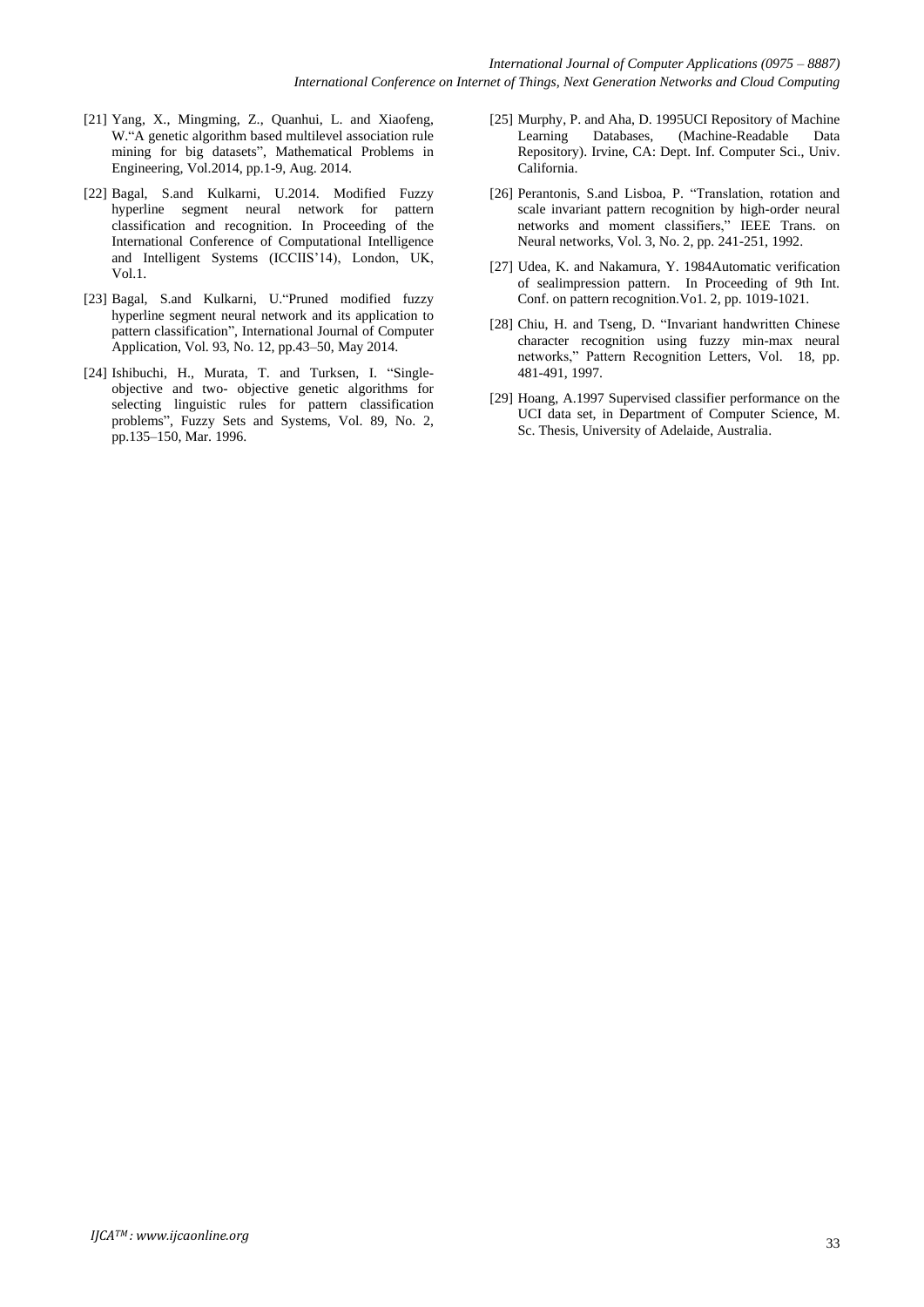[21] Yang, X., Mingming, Z., Quanhui, L. and Xiaofeng, W."A genetic algorithm based multilevel association rule mining for big datasets", Mathematical Problems in Engineering, Vol.2014, pp.1-9, Aug. 2014.

[22] Bagal, S.and Kulkarni, U.2014. Modified Fuzzy hyperline segment neural network for pattern classification and recognition. In Proceeding of the International Conference of Computational Intelligence and Intelligent Systems (ICCIIS'14), London, UK, Vol.1.

[23] Bagal, S.and Kulkarni, U."Pruned modified fuzzy hyperline segment neural network and its application to pattern classification", International Journal of Computer Application, Vol. 93, No. 12, pp.43–50, May 2014.

[24] Ishibuchi, H., Murata, T. and Turksen, I. "Single-objective and two- objective genetic algorithms for selecting linguistic rules for pattern classification problems", Fuzzy Sets and Systems, Vol. 89, No. 2, pp.135–150, Mar. 1996.

[25] Murphy, P. and Aha, D. 1995UCI Repository of Machine Learning Databases, (Machine-Readable Data Repository). Irvine, CA: Dept. Inf. Computer Sci., Univ. California.

[26] Perantonis, S.and Lisboa, P. "Translation, rotation and scale invariant pattern recognition by high-order neural networks and moment classifiers," IEEE Trans. on Neural networks, Vol. 3, No. 2, pp. 241-251, 1992.

[27] Udea, K. and Nakamura, Y. 1984Automatic verification of sealimpression pattern. In Proceeding of 9th Int. Conf. on pattern recognition.Vo1. 2, pp. 1019-1021.

[28] Chiu, H. and Tseng, D. "Invariant handwritten Chinese character recognition using fuzzy min-max neural networks," Pattern Recognition Letters, Vol. 18, pp. 481-491, 1997.

[29] Hoang, A.1997 Supervised classifier performance on the UCI data set, in Department of Computer Science, M. Sc. Thesis, University of Adelaide, Australia.